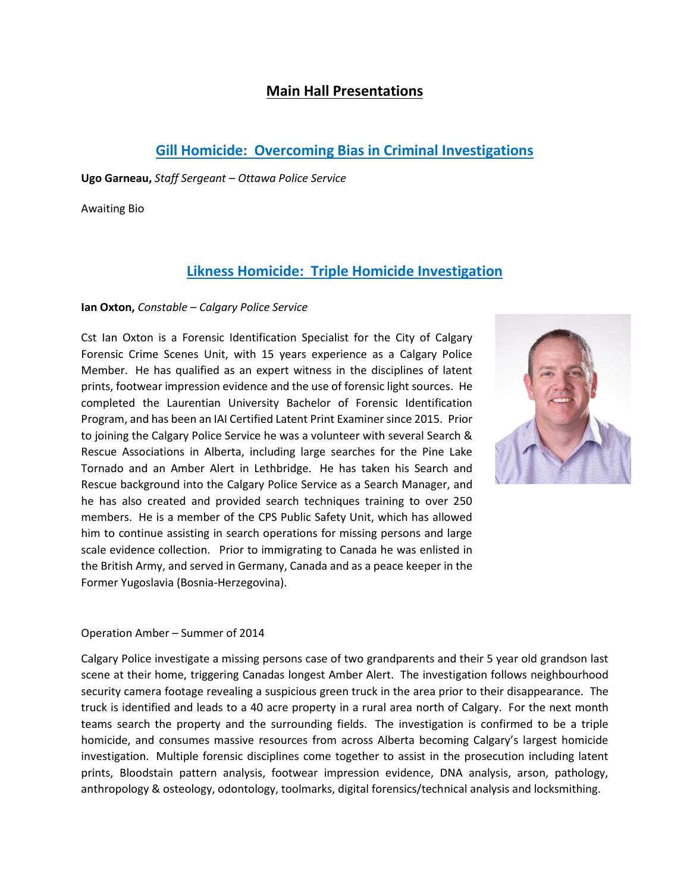# Main Hall Presentations

## Gill Homicide: Overcoming Bias in Criminal Investigations

**Ugo Garneau,** *Staff Sergeant – Ottawa Police Service*

Awaiting Bio

## Likness Homicide: Triple Homicide Investigation

**Ian Oxton,** *Constable – Calgary Police Service*

Cst Ian Oxton is a Forensic Identification Specialist for the City of Calgary Forensic Crime Scenes Unit, with 15 years experience as a Calgary Police Member. He has qualified as an expert witness in the disciplines of latent prints, footwear impression evidence and the use of forensic light sources. He completed the Laurentian University Bachelor of Forensic Identification Program, and has been an IAI Certified Latent Print Examiner since 2015. Prior to joining the Calgary Police Service he was a volunteer with several Search & Rescue Associations in Alberta, including large searches for the Pine Lake Tornado and an Amber Alert in Lethbridge. He has taken his Search and Rescue background into the Calgary Police Service as a Search Manager, and he has also created and provided search techniques training to over 250 members. He is a member of the CPS Public Safety Unit, which has allowed him to continue assisting in search operations for missing persons and large scale evidence collection. Prior to immigrating to Canada he was enlisted in the British Army, and served in Germany, Canada and as a peace keeper in the Former Yugoslavia (Bosnia-Herzegovina).

Operation Amber – Summer of 2014

Calgary Police investigate a missing persons case of two grandparents and their 5 year old grandson last scene at their home, triggering Canadas longest Amber Alert. The investigation follows neighbourhood security camera footage revealing a suspicious green truck in the area prior to their disappearance. The truck is identified and leads to a 40 acre property in a rural area north of Calgary. For the next month teams search the property and the surrounding fields. The investigation is confirmed to be a triple homicide, and consumes massive resources from across Alberta becoming Calgary's largest homicide investigation. Multiple forensic disciplines come together to assist in the prosecution including latent prints, Bloodstain pattern analysis, footwear impression evidence, DNA analysis, arson, pathology, anthropology & osteology, odontology, toolmarks, digital forensics/technical analysis and locksmithing.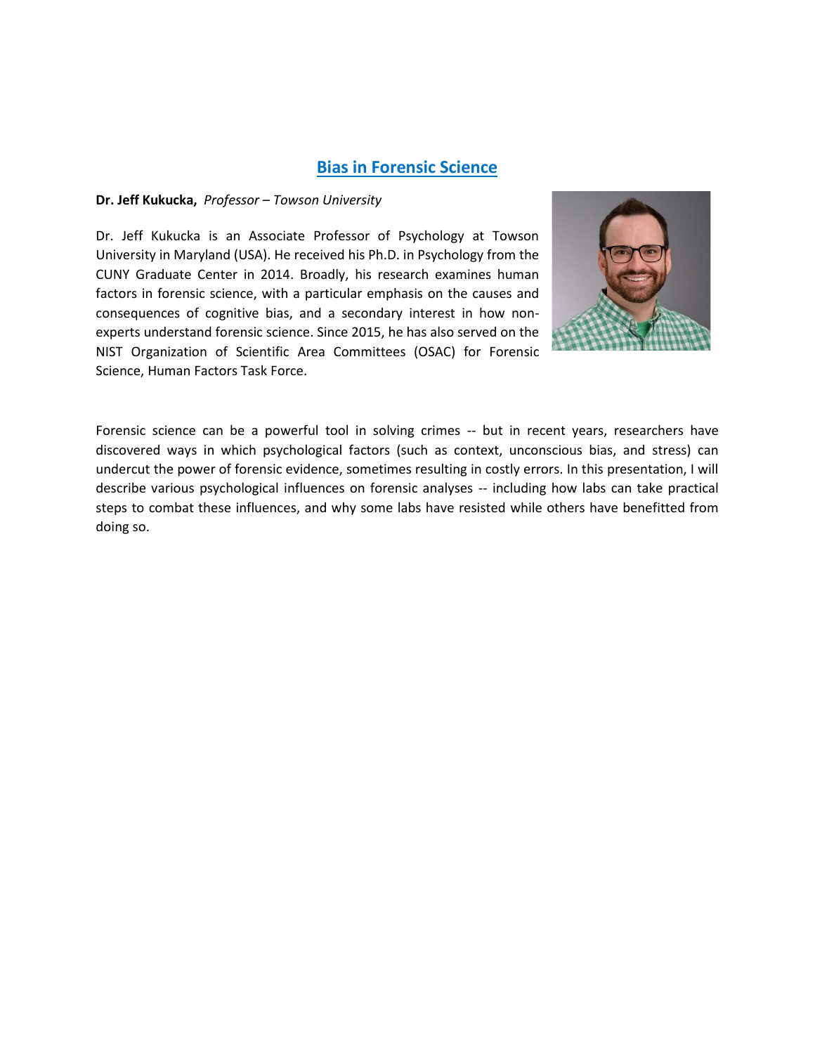## Bias in Forensic Science

**Dr. Jeff Kukucka,** *Professor – Towson University*

Dr. Jeff Kukucka is an Associate Professor of Psychology at Towson University in Maryland (USA). He received his Ph.D. in Psychology from the CUNY Graduate Center in 2014. Broadly, his research examines human factors in forensic science, with a particular emphasis on the causes and consequences of cognitive bias, and a secondary interest in how non-experts understand forensic science. Since 2015, he has also served on the NIST Organization of Scientific Area Committees (OSAC) for Forensic Science, Human Factors Task Force.

Forensic science can be a powerful tool in solving crimes -- but in recent years, researchers have discovered ways in which psychological factors (such as context, unconscious bias, and stress) can undercut the power of forensic evidence, sometimes resulting in costly errors. In this presentation, I will describe various psychological influences on forensic analyses -- including how labs can take practical steps to combat these influences, and why some labs have resisted while others have benefitted from doing so.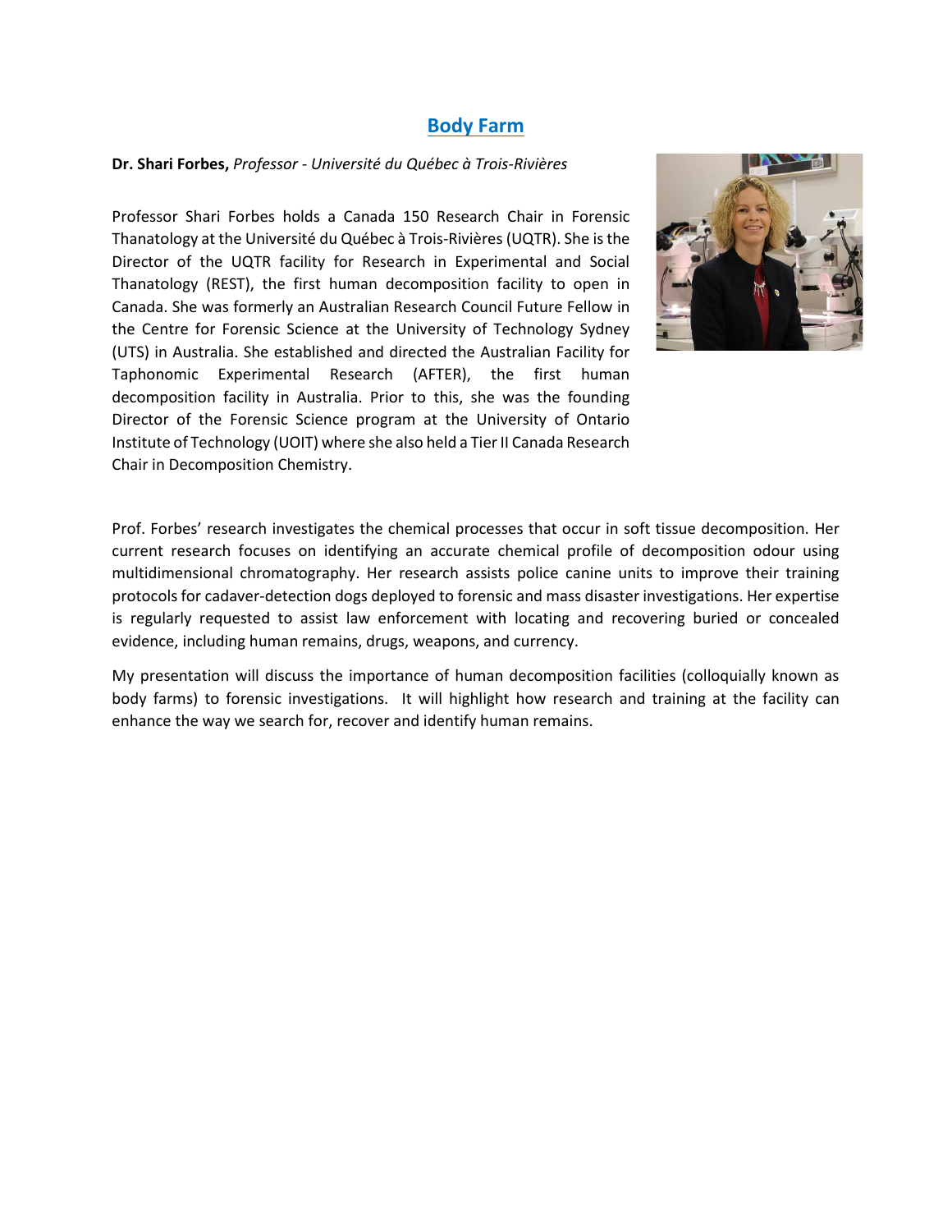## Body Farm

**Dr. Shari Forbes,** *Professor - Université du Québec à Trois-Rivières*

Professor Shari Forbes holds a Canada 150 Research Chair in Forensic Thanatology at the Université du Québec à Trois-Rivières (UQTR). She is the Director of the UQTR facility for Research in Experimental and Social Thanatology (REST), the first human decomposition facility to open in Canada. She was formerly an Australian Research Council Future Fellow in the Centre for Forensic Science at the University of Technology Sydney (UTS) in Australia. She established and directed the Australian Facility for Taphonomic Experimental Research (AFTER), the first human decomposition facility in Australia. Prior to this, she was the founding Director of the Forensic Science program at the University of Ontario Institute of Technology (UOIT) where she also held a Tier II Canada Research Chair in Decomposition Chemistry.

Prof. Forbes' research investigates the chemical processes that occur in soft tissue decomposition. Her current research focuses on identifying an accurate chemical profile of decomposition odour using multidimensional chromatography. Her research assists police canine units to improve their training protocols for cadaver-detection dogs deployed to forensic and mass disaster investigations. Her expertise is regularly requested to assist law enforcement with locating and recovering buried or concealed evidence, including human remains, drugs, weapons, and currency.

My presentation will discuss the importance of human decomposition facilities (colloquially known as body farms) to forensic investigations. It will highlight how research and training at the facility can enhance the way we search for, recover and identify human remains.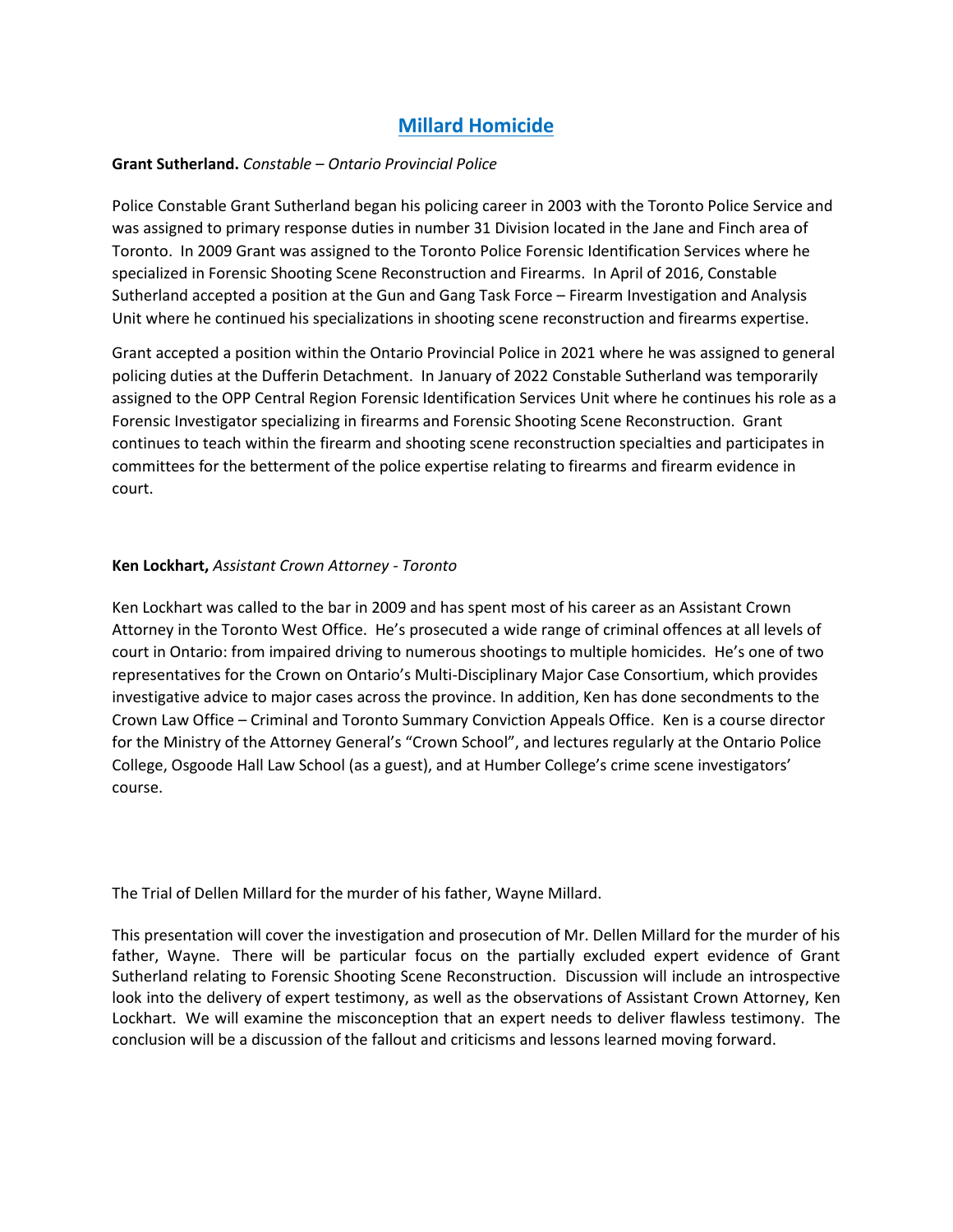# Millard Homicide

**Grant Sutherland.** *Constable – Ontario Provincial Police*

Police Constable Grant Sutherland began his policing career in 2003 with the Toronto Police Service and was assigned to primary response duties in number 31 Division located in the Jane and Finch area of Toronto. In 2009 Grant was assigned to the Toronto Police Forensic Identification Services where he specialized in Forensic Shooting Scene Reconstruction and Firearms. In April of 2016, Constable Sutherland accepted a position at the Gun and Gang Task Force – Firearm Investigation and Analysis Unit where he continued his specializations in shooting scene reconstruction and firearms expertise.

Grant accepted a position within the Ontario Provincial Police in 2021 where he was assigned to general policing duties at the Dufferin Detachment. In January of 2022 Constable Sutherland was temporarily assigned to the OPP Central Region Forensic Identification Services Unit where he continues his role as a Forensic Investigator specializing in firearms and Forensic Shooting Scene Reconstruction. Grant continues to teach within the firearm and shooting scene reconstruction specialties and participates in committees for the betterment of the police expertise relating to firearms and firearm evidence in court.

**Ken Lockhart,** *Assistant Crown Attorney - Toronto*

Ken Lockhart was called to the bar in 2009 and has spent most of his career as an Assistant Crown Attorney in the Toronto West Office. He's prosecuted a wide range of criminal offences at all levels of court in Ontario: from impaired driving to numerous shootings to multiple homicides. He's one of two representatives for the Crown on Ontario's Multi-Disciplinary Major Case Consortium, which provides investigative advice to major cases across the province. In addition, Ken has done secondments to the Crown Law Office – Criminal and Toronto Summary Conviction Appeals Office. Ken is a course director for the Ministry of the Attorney General's "Crown School", and lectures regularly at the Ontario Police College, Osgoode Hall Law School (as a guest), and at Humber College's crime scene investigators' course.

The Trial of Dellen Millard for the murder of his father, Wayne Millard.

This presentation will cover the investigation and prosecution of Mr. Dellen Millard for the murder of his father, Wayne. There will be particular focus on the partially excluded expert evidence of Grant Sutherland relating to Forensic Shooting Scene Reconstruction. Discussion will include an introspective look into the delivery of expert testimony, as well as the observations of Assistant Crown Attorney, Ken Lockhart. We will examine the misconception that an expert needs to deliver flawless testimony. The conclusion will be a discussion of the fallout and criticisms and lessons learned moving forward.